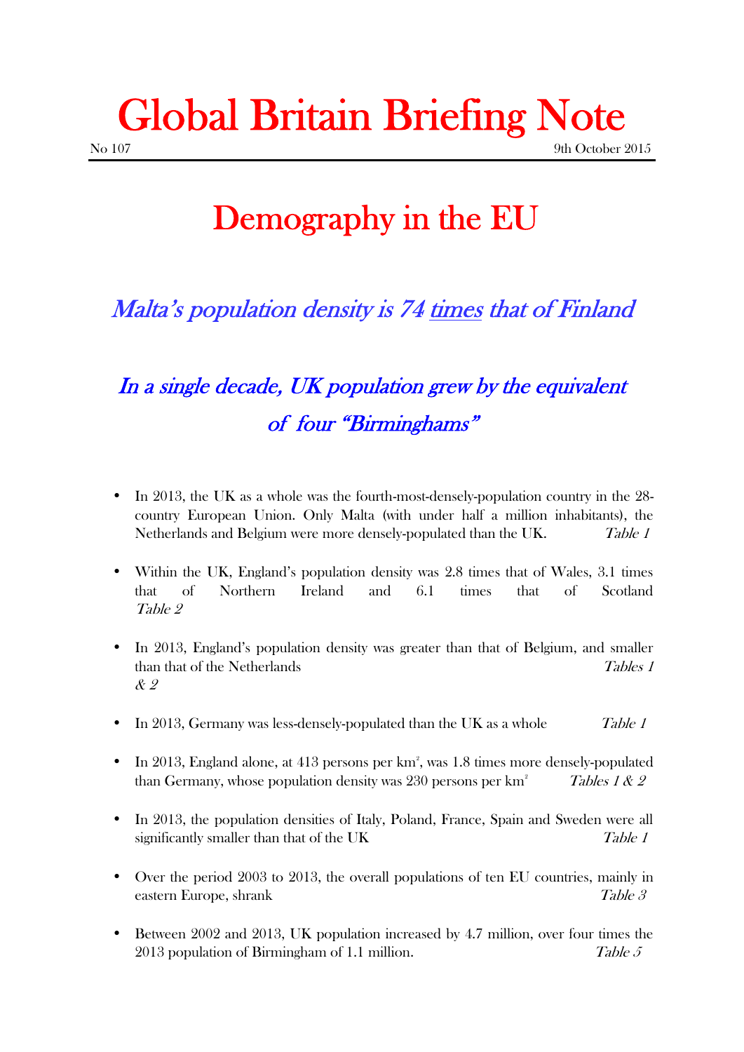# Global Britain Briefing Note

No 107 9th October 2015

## Demography in the EU

### *Malta's population density is 74 times that of Finland*

### *In a single decade, UK population grew by the equivalent of four "Birminghams"*

- In 2013, the UK as a whole was the fourth-most-densely-population country in the 28-country European Union. Only Malta (with under half a million inhabitants), the Netherlands and Belgium were more densely-populated than the UK. *Table 1*
- Within the UK, England's population density was 2.8 times that of Wales, 3.1 times that of Northern Ireland and 6.1 times that of Scotland *Table 2*
- In 2013, England's population density was greater than that of Belgium, and smaller than that of the Netherlands *Tables 1 & 2*
- In 2013, Germany was less-densely-populated than the UK as a whole *Table 1*
- In 2013, England alone, at 413 persons per km$^2$, was 1.8 times more densely-populated than Germany, whose population density was 230 persons per km$^2$ *Tables 1 & 2*
- In 2013, the population densities of Italy, Poland, France, Spain and Sweden were all significantly smaller than that of the UK *Table 1*
- Over the period 2003 to 2013, the overall populations of ten EU countries, mainly in eastern Europe, shrank *Table 3*
- Between 2002 and 2013, UK population increased by 4.7 million, over four times the 2013 population of Birmingham of 1.1 million. *Table 5*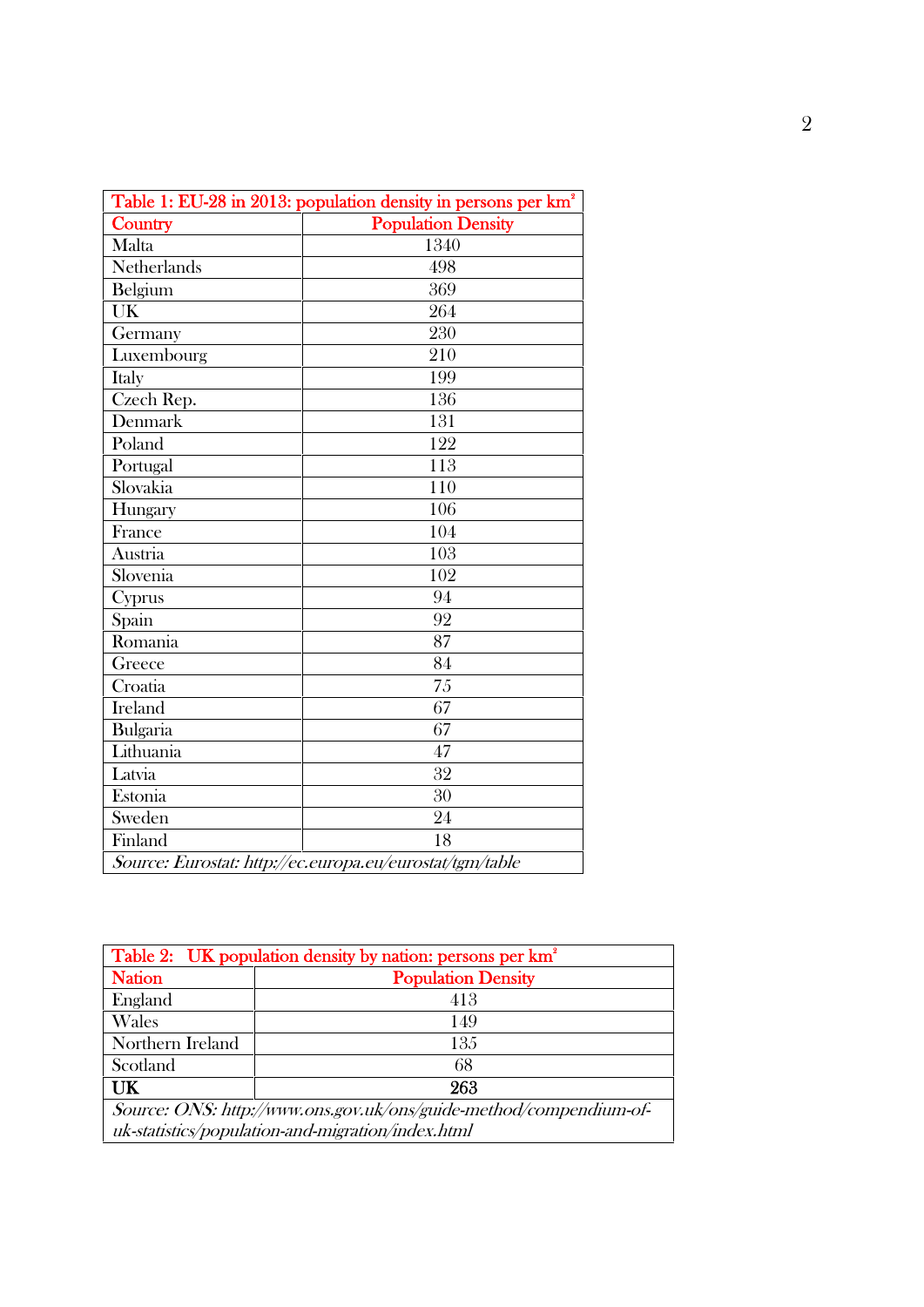| Table 1: EU-28 in 2013: population density in persons per km$^2$ | |
|---|---|
| Country | Population Density |
| Malta | 1340 |
| Netherlands | 498 |
| Belgium | 369 |
| UK | 264 |
| Germany | 230 |
| Luxembourg | 210 |
| Italy | 199 |
| Czech Rep. | 136 |
| Denmark | 131 |
| Poland | 122 |
| Portugal | 113 |
| Slovakia | 110 |
| Hungary | 106 |
| France | 104 |
| Austria | 103 |
| Slovenia | 102 |
| Cyprus | 94 |
| Spain | 92 |
| Romania | 87 |
| Greece | 84 |
| Croatia | 75 |
| Ireland | 67 |
| Bulgaria | 67 |
| Lithuania | 47 |
| Latvia | 32 |
| Estonia | 30 |
| Sweden | 24 |
| Finland | 18 |
| *Source: Eurostat: http://ec.europa.eu/eurostat/tgm/table* | |

| Table 2: UK population density by nation: persons per km$^2$ | |
|---|---|
| Nation | Population Density |
| England | 413 |
| Wales | 149 |
| Northern Ireland | 135 |
| Scotland | 68 |
| **UK** | **263** |
| *Source: ONS: http://www.ons.gov.uk/ons/guide-method/compendium-of-uk-statistics/population-and-migration/index.html* | |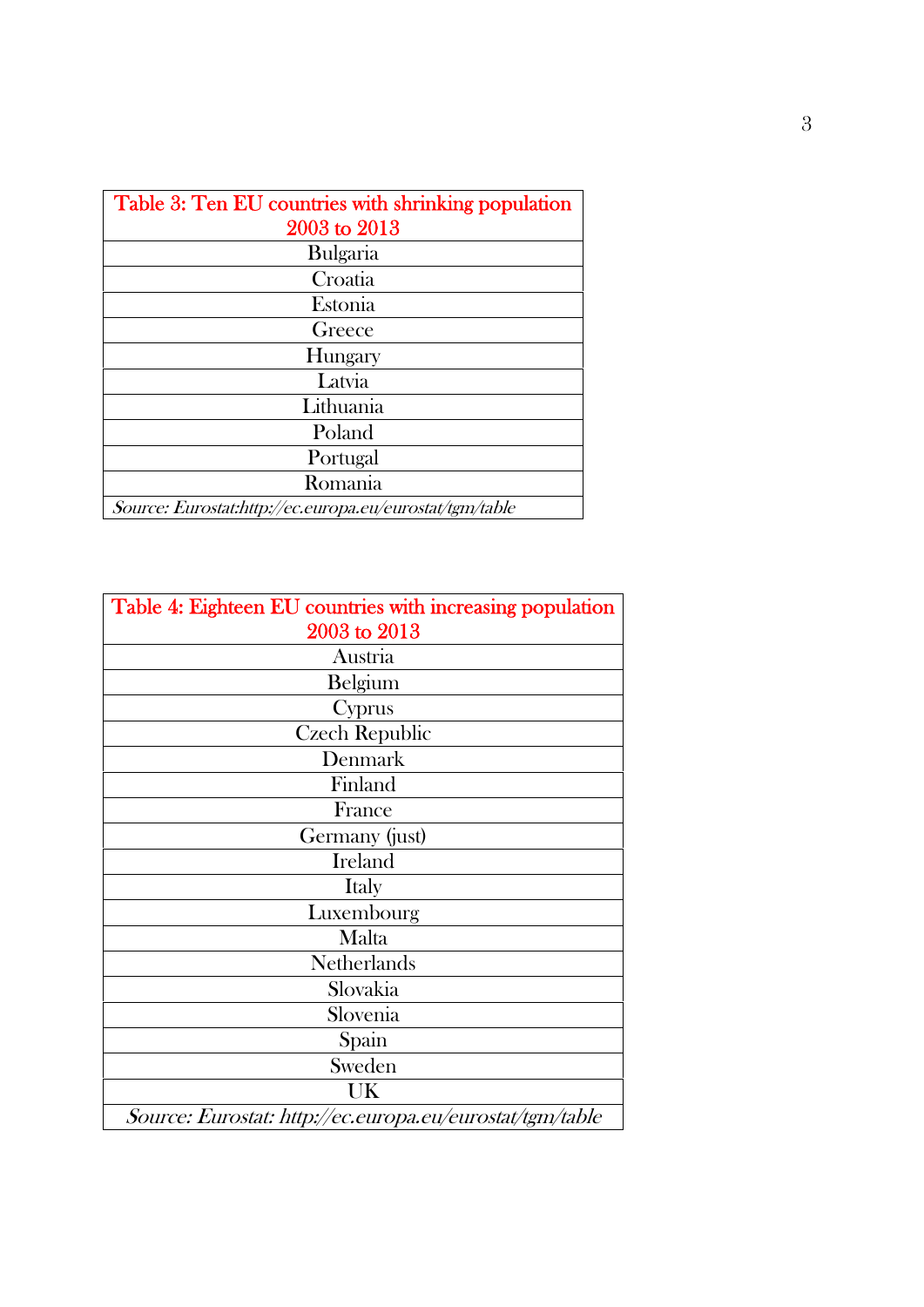| Table 3: Ten EU countries with shrinking population 2003 to 2013 |
| --- |
| Bulgaria |
| Croatia |
| Estonia |
| Greece |
| Hungary |
| Latvia |
| Lithuania |
| Poland |
| Portugal |
| Romania |
| *Source: Eurostat:http://ec.europa.eu/eurostat/tgm/table* |

| Table 4: Eighteen EU countries with increasing population 2003 to 2013 |
| --- |
| Austria |
| Belgium |
| Cyprus |
| Czech Republic |
| Denmark |
| Finland |
| France |
| Germany (just) |
| Ireland |
| Italy |
| Luxembourg |
| Malta |
| Netherlands |
| Slovakia |
| Slovenia |
| Spain |
| Sweden |
| UK |
| *Source: Eurostat: http://ec.europa.eu/eurostat/tgm/table* |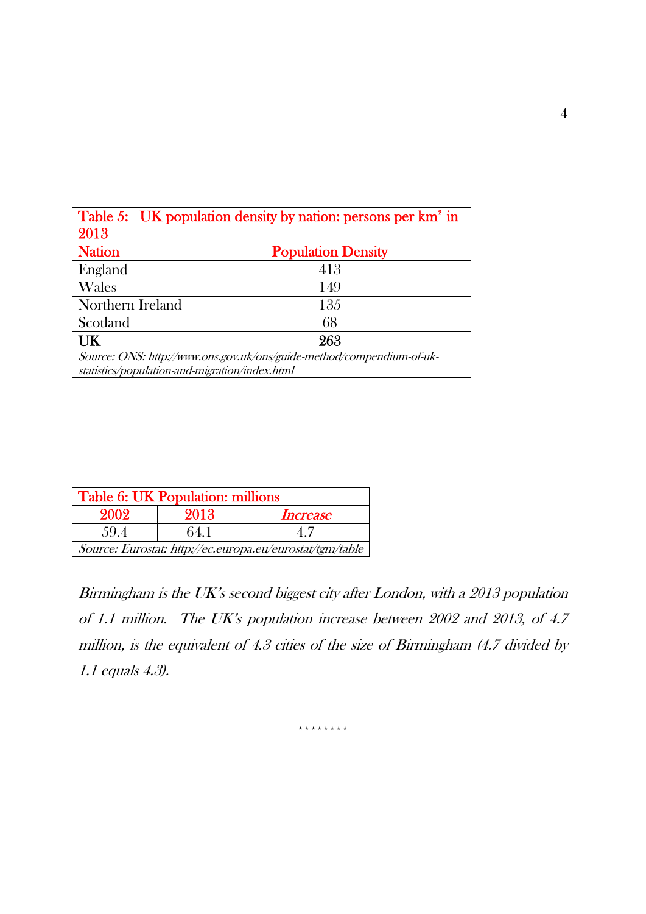| Table 5: UK population density by nation: persons per km$^2$ in 2013 | |
|---|---|
| **Nation** | **Population Density** |
| England | 413 |
| Wales | 149 |
| Northern Ireland | 135 |
| Scotland | 68 |
| **UK** | **263** |
| *Source: ONS: http://www.ons.gov.uk/ons/guide-method/compendium-of-uk-statistics/population-and-migration/index.html* | |

| Table 6: UK Population: millions | | |
|---|---|---|
| 2002 | 2013 | *Increase* |
| 59.4 | 64.1 | 4.7 |
| *Source: Eurostat: http://ec.europa.eu/eurostat/tgm/table* | | |

*Birmingham is the UK's second biggest city after London, with a 2013 population of 1.1 million. The UK's population increase between 2002 and 2013, of 4.7 million, is the equivalent of 4.3 cities of the size of Birmingham (4.7 divided by 1.1 equals 4.3).*

\* \* \* \* \* \* \* \*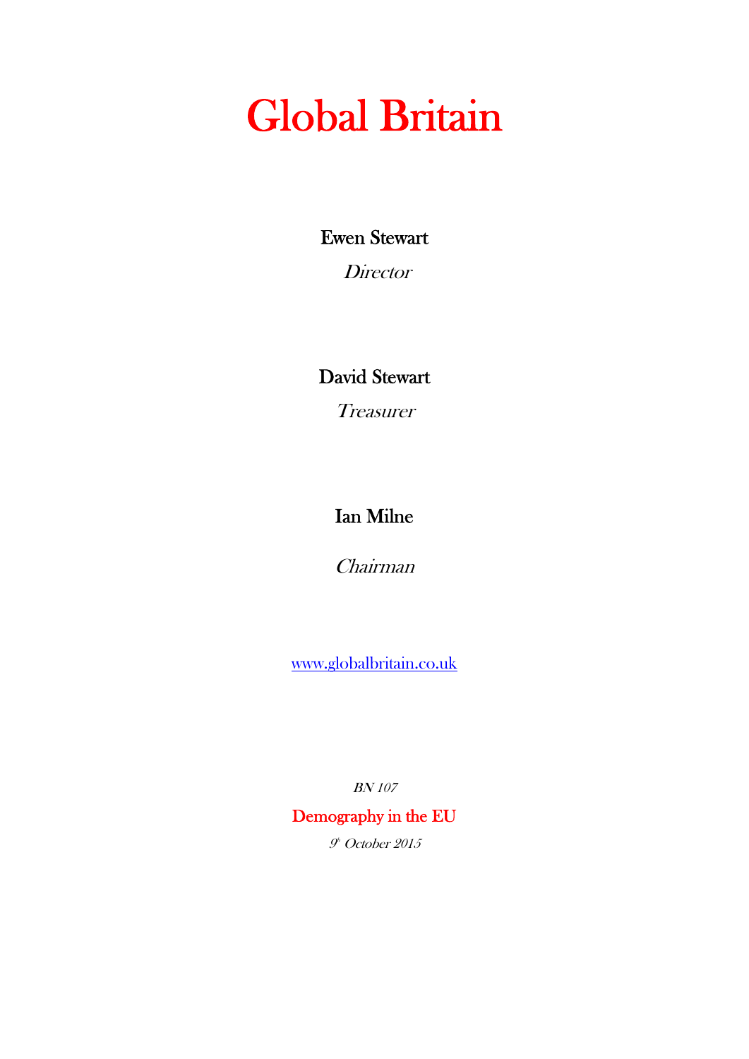# Global Britain

**Ewen Stewart**

*Director*

**David Stewart**

*Treasurer*

**Ian Milne**

*Chairman*

[www.globalbritain.co.uk](http://www.globalbritain.co.uk)

*BN 107*

**Demography in the EU**

*9th October 2015*